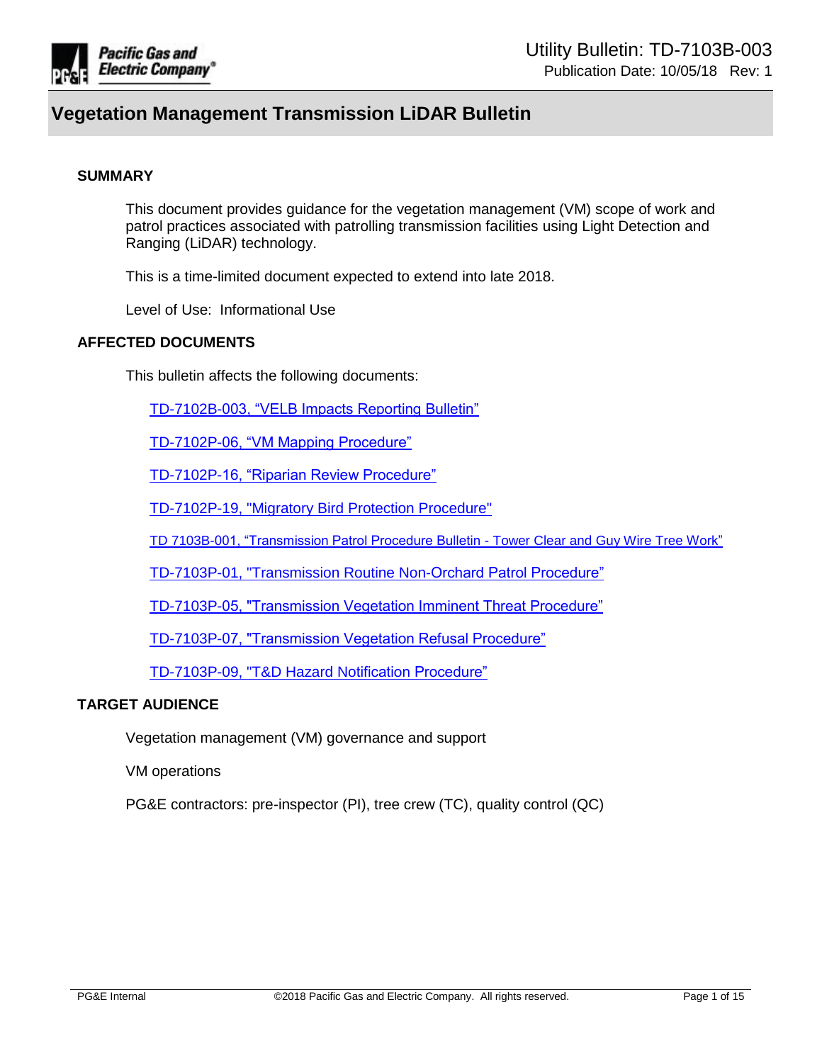# Utility Bulletin: TD-7103B-003

Publication Date: 10/05/18 Rev: 1

## Vegetation Management Transmission LiDAR Bulletin

### SUMMARY

This document provides guidance for the vegetation management (VM) scope of work and patrol practices associated with patrolling transmission facilities using Light Detection and Ranging (LiDAR) technology.

This is a time-limited document expected to extend into late 2018.

Level of Use: Informational Use

### AFFECTED DOCUMENTS

This bulletin affects the following documents:

TD-7102B-003, "VELB Impacts Reporting Bulletin"

TD-7102P-06, "VM Mapping Procedure"

TD-7102P-16, "Riparian Review Procedure"

TD-7102P-19, "Migratory Bird Protection Procedure"

TD 7103B-001, "Transmission Patrol Procedure Bulletin - Tower Clear and Guy Wire Tree Work"

TD-7103P-01, "Transmission Routine Non-Orchard Patrol Procedure"

TD-7103P-05, "Transmission Vegetation Imminent Threat Procedure"

TD-7103P-07, "Transmission Vegetation Refusal Procedure"

TD-7103P-09, "T&D Hazard Notification Procedure"

### TARGET AUDIENCE

Vegetation management (VM) governance and support

VM operations

PG&E contractors: pre-inspector (PI), tree crew (TC), quality control (QC)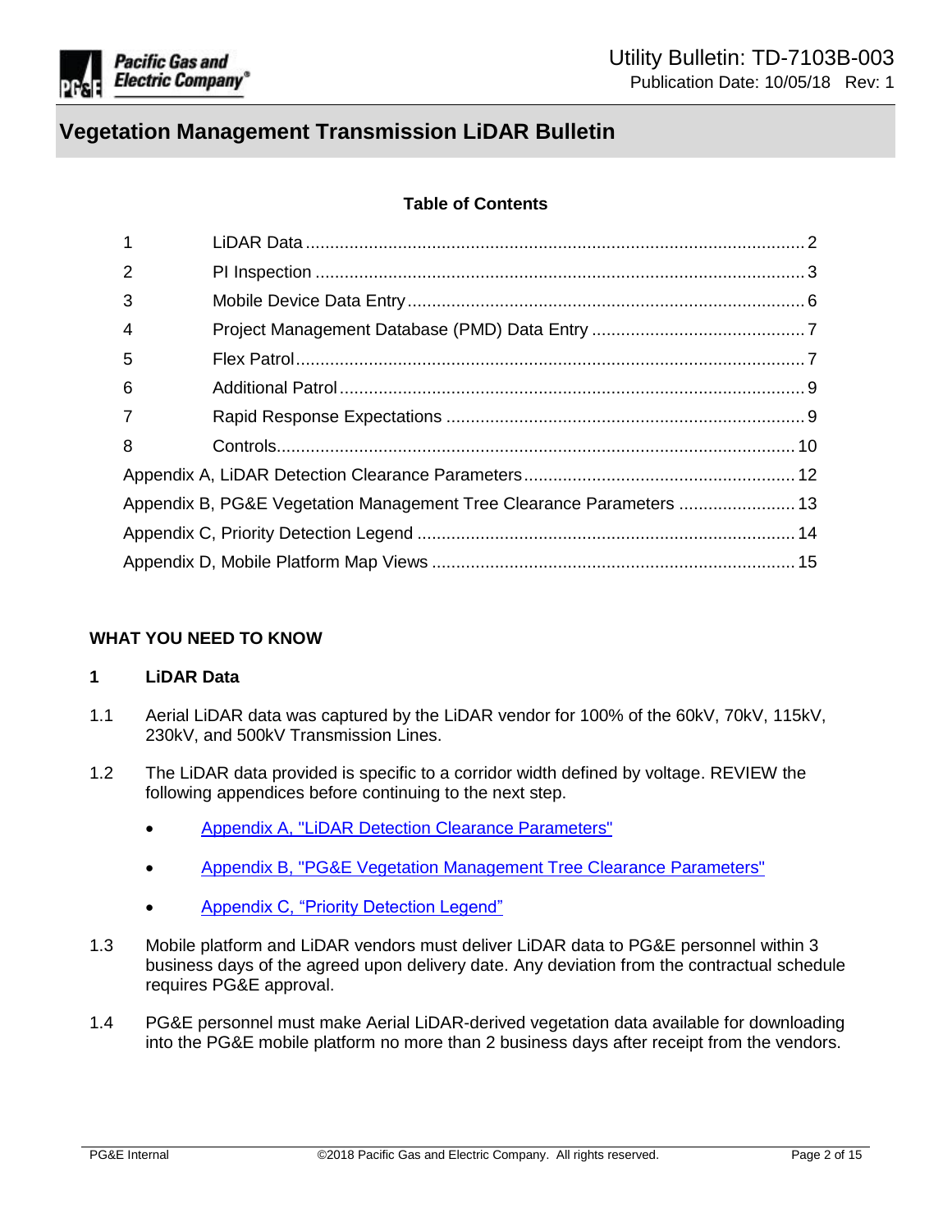# Vegetation Management Transmission LiDAR Bulletin

**Table of Contents**

| | | |
|---|---|---|
| 1 | LiDAR Data | 2 |
| 2 | PI Inspection | 3 |
| 3 | Mobile Device Data Entry | 6 |
| 4 | Project Management Database (PMD) Data Entry | 7 |
| 5 | Flex Patrol | 7 |
| 6 | Additional Patrol | 9 |
| 7 | Rapid Response Expectations | 9 |
| 8 | Controls | 10 |
| | Appendix A, LiDAR Detection Clearance Parameters | 12 |
| | Appendix B, PG&E Vegetation Management Tree Clearance Parameters | 13 |
| | Appendix C, Priority Detection Legend | 14 |
| | Appendix D, Mobile Platform Map Views | 15 |

**WHAT YOU NEED TO KNOW**

## 1 LiDAR Data

1.1 Aerial LiDAR data was captured by the LiDAR vendor for 100% of the 60kV, 70kV, 115kV, 230kV, and 500kV Transmission Lines.

1.2 The LiDAR data provided is specific to a corridor width defined by voltage. REVIEW the following appendices before continuing to the next step.

- Appendix A, "LiDAR Detection Clearance Parameters"
- Appendix B, "PG&E Vegetation Management Tree Clearance Parameters"
- Appendix C, "Priority Detection Legend"

1.3 Mobile platform and LiDAR vendors must deliver LiDAR data to PG&E personnel within 3 business days of the agreed upon delivery date. Any deviation from the contractual schedule requires PG&E approval.

1.4 PG&E personnel must make Aerial LiDAR-derived vegetation data available for downloading into the PG&E mobile platform no more than 2 business days after receipt from the vendors.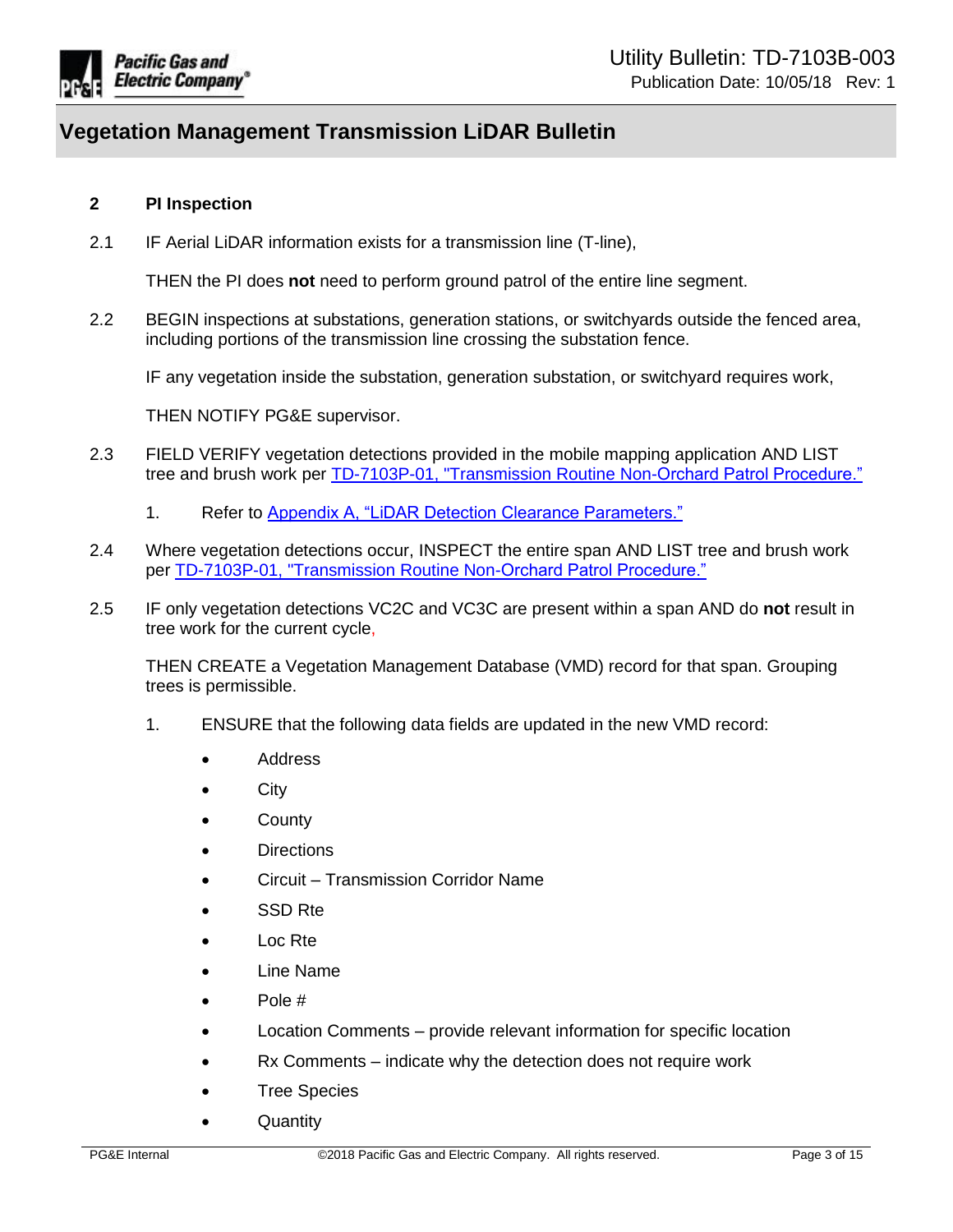## 2 PI Inspection

2.1 IF Aerial LiDAR information exists for a transmission line (T-line),

THEN the PI does **not** need to perform ground patrol of the entire line segment.

2.2 BEGIN inspections at substations, generation stations, or switchyards outside the fenced area, including portions of the transmission line crossing the substation fence.

IF any vegetation inside the substation, generation substation, or switchyard requires work,

THEN NOTIFY PG&E supervisor.

2.3 FIELD VERIFY vegetation detections provided in the mobile mapping application AND LIST tree and brush work per TD-7103P-01, "Transmission Routine Non-Orchard Patrol Procedure."

1. Refer to Appendix A, "LiDAR Detection Clearance Parameters."

2.4 Where vegetation detections occur, INSPECT the entire span AND LIST tree and brush work per TD-7103P-01, "Transmission Routine Non-Orchard Patrol Procedure."

2.5 IF only vegetation detections VC2C and VC3C are present within a span AND do **not** result in tree work for the current cycle,

THEN CREATE a Vegetation Management Database (VMD) record for that span. Grouping trees is permissible.

1. ENSURE that the following data fields are updated in the new VMD record:
   - Address
   - City
   - County
   - Directions
   - Circuit – Transmission Corridor Name
   - SSD Rte
   - Loc Rte
   - Line Name
   - Pole #
   - Location Comments – provide relevant information for specific location
   - Rx Comments – indicate why the detection does not require work
   - Tree Species
   - Quantity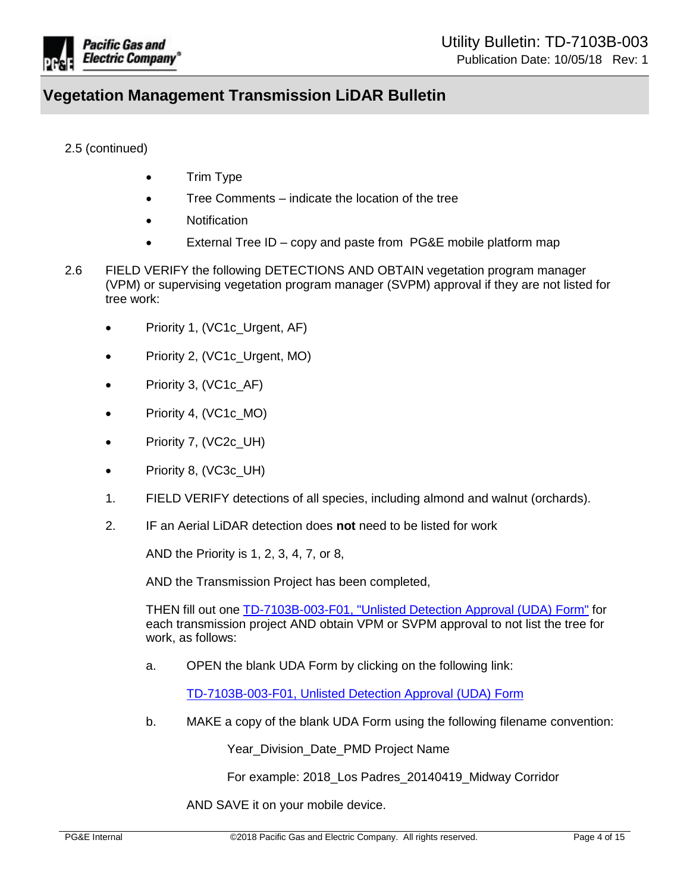2.5 (continued)

- Trim Type
- Tree Comments – indicate the location of the tree
- Notification
- External Tree ID – copy and paste from PG&E mobile platform map

2.6 FIELD VERIFY the following DETECTIONS AND OBTAIN vegetation program manager (VPM) or supervising vegetation program manager (SVPM) approval if they are not listed for tree work:

- Priority 1, (VC1c_Urgent, AF)
- Priority 2, (VC1c_Urgent, MO)
- Priority 3, (VC1c_AF)
- Priority 4, (VC1c_MO)
- Priority 7, (VC2c_UH)
- Priority 8, (VC3c_UH)

1. FIELD VERIFY detections of all species, including almond and walnut (orchards).

2. IF an Aerial LiDAR detection does **not** need to be listed for work

   AND the Priority is 1, 2, 3, 4, 7, or 8,

   AND the Transmission Project has been completed,

   THEN fill out one TD-7103B-003-F01, "Unlisted Detection Approval (UDA) Form" for each transmission project AND obtain VPM or SVPM approval to not list the tree for work, as follows:

   a. OPEN the blank UDA Form by clicking on the following link:

      TD-7103B-003-F01, Unlisted Detection Approval (UDA) Form

   b. MAKE a copy of the blank UDA Form using the following filename convention:

      Year_Division_Date_PMD Project Name

      For example: 2018_Los Padres_20140419_Midway Corridor

      AND SAVE it on your mobile device.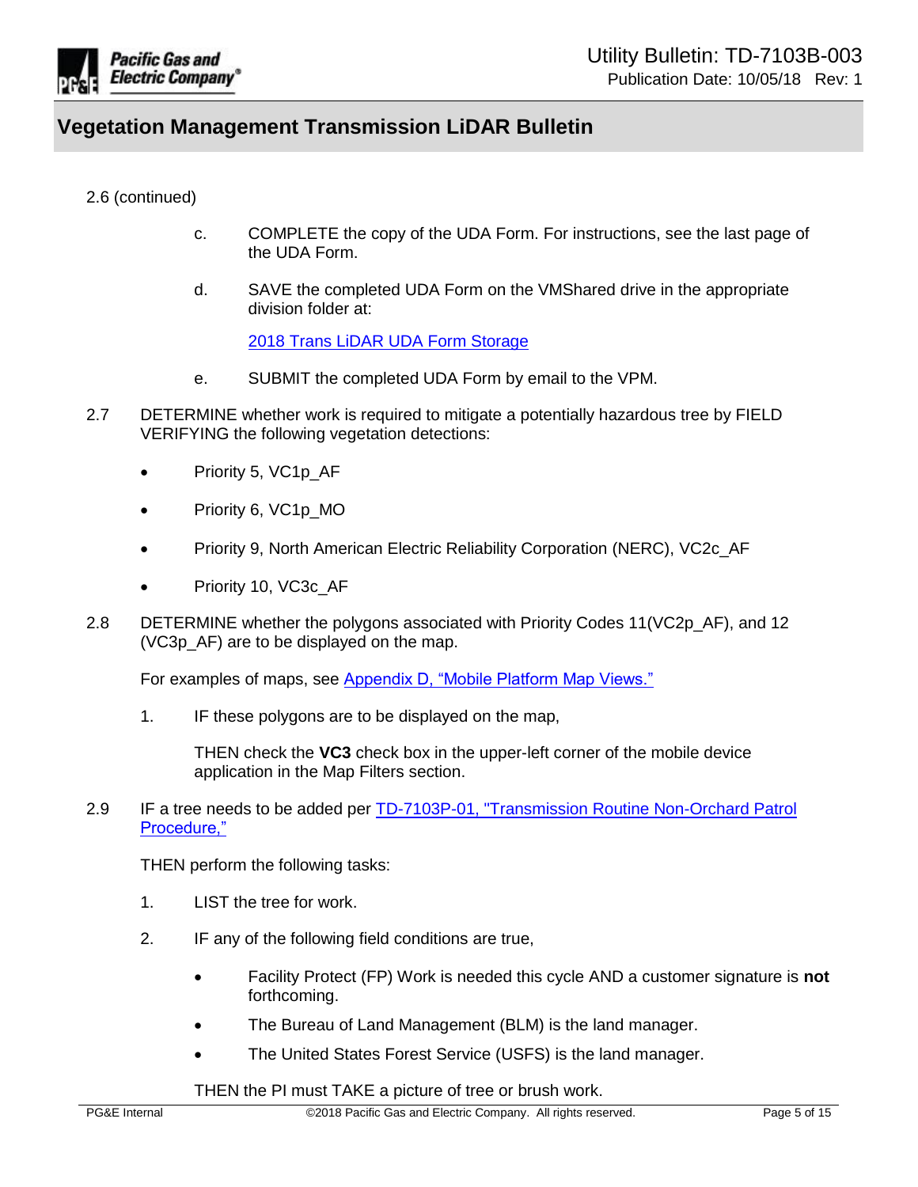2.6 (continued)

c. COMPLETE the copy of the UDA Form. For instructions, see the last page of the UDA Form.

d. SAVE the completed UDA Form on the VMShared drive in the appropriate division folder at:

[2018 Trans LiDAR UDA Form Storage]()

e. SUBMIT the completed UDA Form by email to the VPM.

2.7 DETERMINE whether work is required to mitigate a potentially hazardous tree by FIELD VERIFYING the following vegetation detections:

- Priority 5, VC1p_AF
- Priority 6, VC1p_MO
- Priority 9, North American Electric Reliability Corporation (NERC), VC2c_AF
- Priority 10, VC3c_AF

2.8 DETERMINE whether the polygons associated with Priority Codes 11(VC2p_AF), and 12 (VC3p_AF) are to be displayed on the map.

For examples of maps, see [Appendix D, "Mobile Platform Map Views."]()

1. IF these polygons are to be displayed on the map,

   THEN check the **VC3** check box in the upper-left corner of the mobile device application in the Map Filters section.

2.9 IF a tree needs to be added per [TD-7103P-01, "Transmission Routine Non-Orchard Patrol Procedure,"]()

THEN perform the following tasks:

1. LIST the tree for work.

2. IF any of the following field conditions are true,

   - Facility Protect (FP) Work is needed this cycle AND a customer signature is **not** forthcoming.
   - The Bureau of Land Management (BLM) is the land manager.
   - The United States Forest Service (USFS) is the land manager.

   THEN the PI must TAKE a picture of tree or brush work.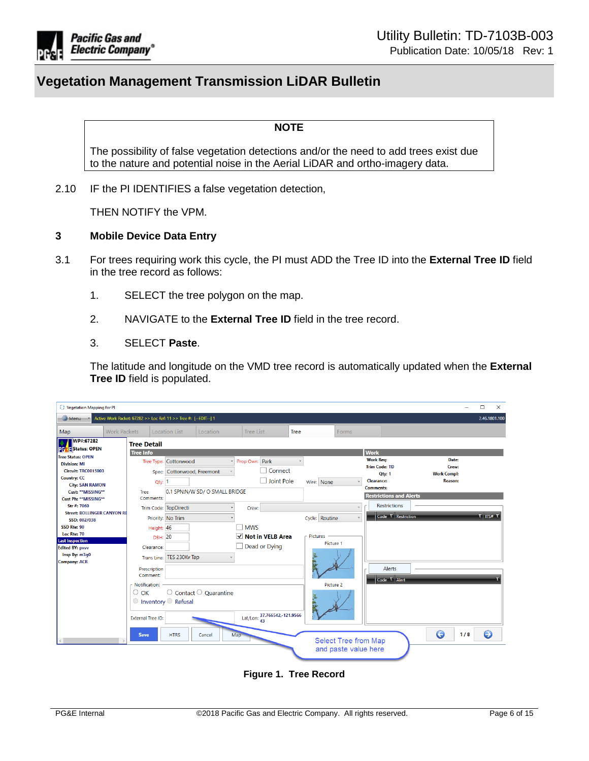## NOTE

The possibility of false vegetation detections and/or the need to add trees exist due to the nature and potential noise in the Aerial LiDAR and ortho-imagery data.

2.10 IF the PI IDENTIFIES a false vegetation detection,

THEN NOTIFY the VPM.

## 3 Mobile Device Data Entry

3.1 For trees requiring work this cycle, the PI must ADD the Tree ID into the **External Tree ID** field in the tree record as follows:

1. SELECT the tree polygon on the map.
2. NAVIGATE to the **External Tree ID** field in the tree record.
3. SELECT **Paste**.

The latitude and longitude on the VMD tree record is automatically updated when the **External Tree ID** field is populated.

**Figure 1. Tree Record**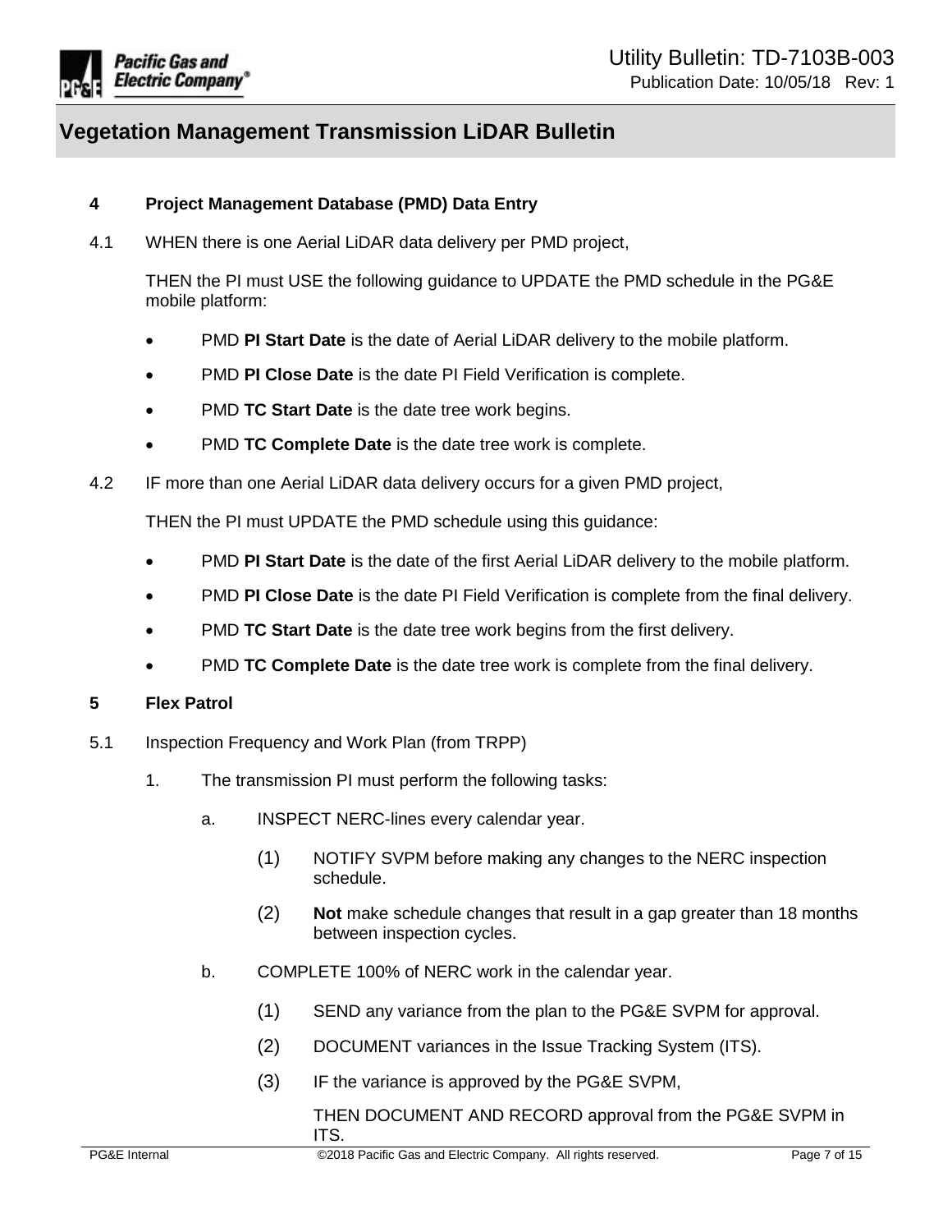## 4 Project Management Database (PMD) Data Entry

4.1 WHEN there is one Aerial LiDAR data delivery per PMD project,

THEN the PI must USE the following guidance to UPDATE the PMD schedule in the PG&E mobile platform:

- PMD **PI Start Date** is the date of Aerial LiDAR delivery to the mobile platform.
- PMD **PI Close Date** is the date PI Field Verification is complete.
- PMD **TC Start Date** is the date tree work begins.
- PMD **TC Complete Date** is the date tree work is complete.

4.2 IF more than one Aerial LiDAR data delivery occurs for a given PMD project,

THEN the PI must UPDATE the PMD schedule using this guidance:

- PMD **PI Start Date** is the date of the first Aerial LiDAR delivery to the mobile platform.
- PMD **PI Close Date** is the date PI Field Verification is complete from the final delivery.
- PMD **TC Start Date** is the date tree work begins from the first delivery.
- PMD **TC Complete Date** is the date tree work is complete from the final delivery.

## 5 Flex Patrol

5.1 Inspection Frequency and Work Plan (from TRPP)

1. The transmission PI must perform the following tasks:

   a. INSPECT NERC-lines every calendar year.

      (1) NOTIFY SVPM before making any changes to the NERC inspection schedule.

      (2) **Not** make schedule changes that result in a gap greater than 18 months between inspection cycles.

   b. COMPLETE 100% of NERC work in the calendar year.

      (1) SEND any variance from the plan to the PG&E SVPM for approval.

      (2) DOCUMENT variances in the Issue Tracking System (ITS).

      (3) IF the variance is approved by the PG&E SVPM,

      THEN DOCUMENT AND RECORD approval from the PG&E SVPM in ITS.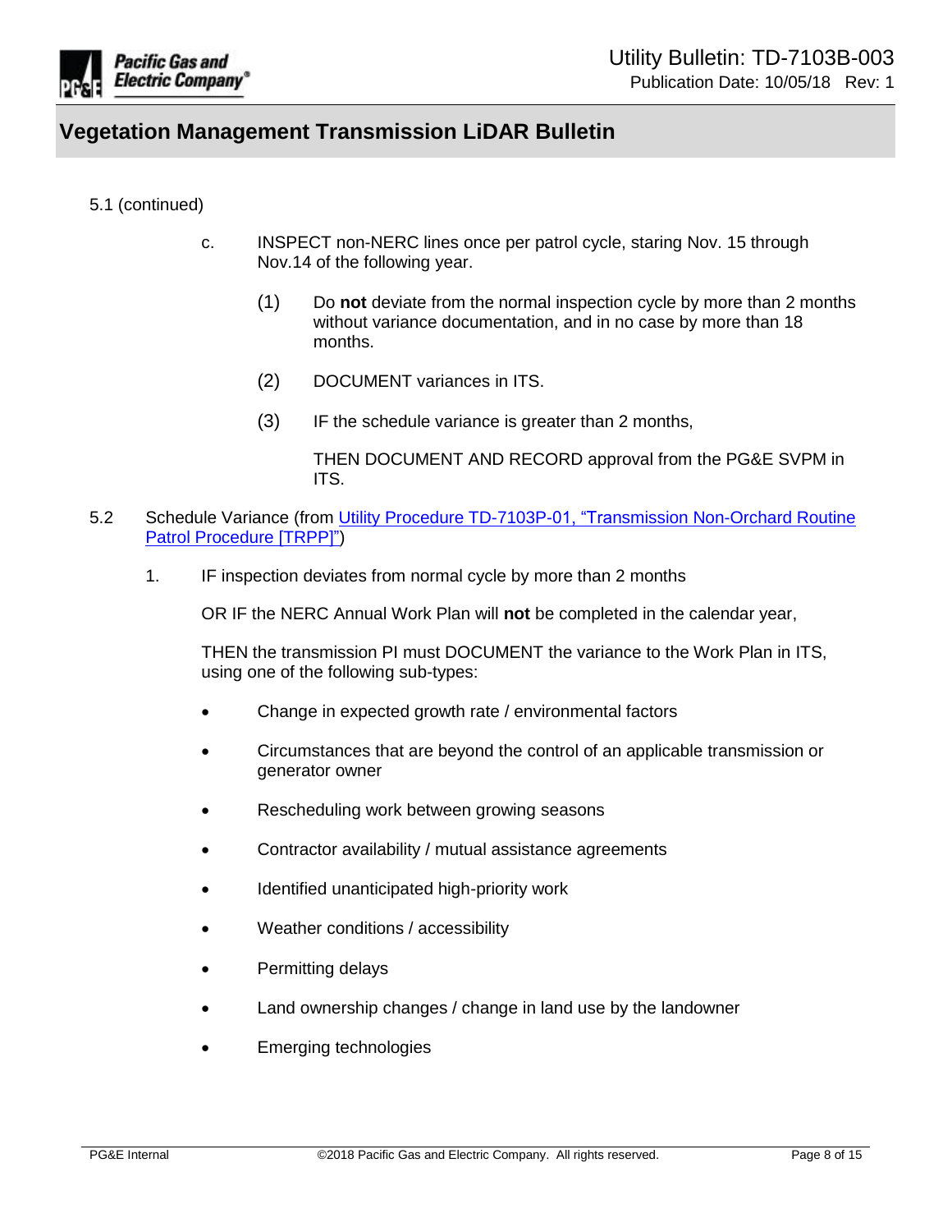5.1 (continued)

c. INSPECT non-NERC lines once per patrol cycle, staring Nov. 15 through Nov.14 of the following year.

(1) Do **not** deviate from the normal inspection cycle by more than 2 months without variance documentation, and in no case by more than 18 months.

(2) DOCUMENT variances in ITS.

(3) IF the schedule variance is greater than 2 months,

THEN DOCUMENT AND RECORD approval from the PG&E SVPM in ITS.

5.2 Schedule Variance (from Utility Procedure TD-7103P-01, "Transmission Non-Orchard Routine Patrol Procedure [TRPP]")

1. IF inspection deviates from normal cycle by more than 2 months

OR IF the NERC Annual Work Plan will **not** be completed in the calendar year,

THEN the transmission PI must DOCUMENT the variance to the Work Plan in ITS, using one of the following sub-types:

- Change in expected growth rate / environmental factors
- Circumstances that are beyond the control of an applicable transmission or generator owner
- Rescheduling work between growing seasons
- Contractor availability / mutual assistance agreements
- Identified unanticipated high-priority work
- Weather conditions / accessibility
- Permitting delays
- Land ownership changes / change in land use by the landowner
- Emerging technologies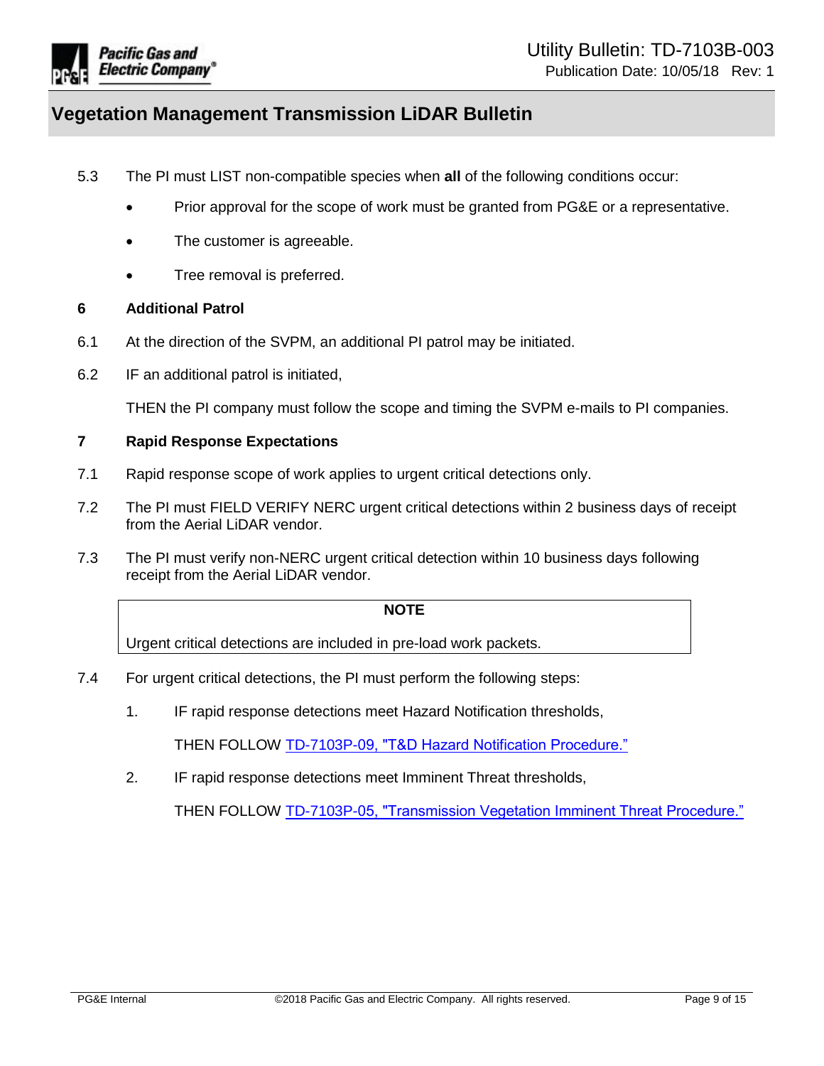5.3 The PI must LIST non-compatible species when **all** of the following conditions occur:

- Prior approval for the scope of work must be granted from PG&E or a representative.
- The customer is agreeable.
- Tree removal is preferred.

## 6 Additional Patrol

6.1 At the direction of the SVPM, an additional PI patrol may be initiated.

6.2 IF an additional patrol is initiated,

THEN the PI company must follow the scope and timing the SVPM e-mails to PI companies.

## 7 Rapid Response Expectations

7.1 Rapid response scope of work applies to urgent critical detections only.

7.2 The PI must FIELD VERIFY NERC urgent critical detections within 2 business days of receipt from the Aerial LiDAR vendor.

7.3 The PI must verify non-NERC urgent critical detection within 10 business days following receipt from the Aerial LiDAR vendor.

| NOTE |
| --- |
| Urgent critical detections are included in pre-load work packets. |

7.4 For urgent critical detections, the PI must perform the following steps:

1. IF rapid response detections meet Hazard Notification thresholds,

   THEN FOLLOW TD-7103P-09, "T&D Hazard Notification Procedure."

2. IF rapid response detections meet Imminent Threat thresholds,

   THEN FOLLOW TD-7103P-05, "Transmission Vegetation Imminent Threat Procedure."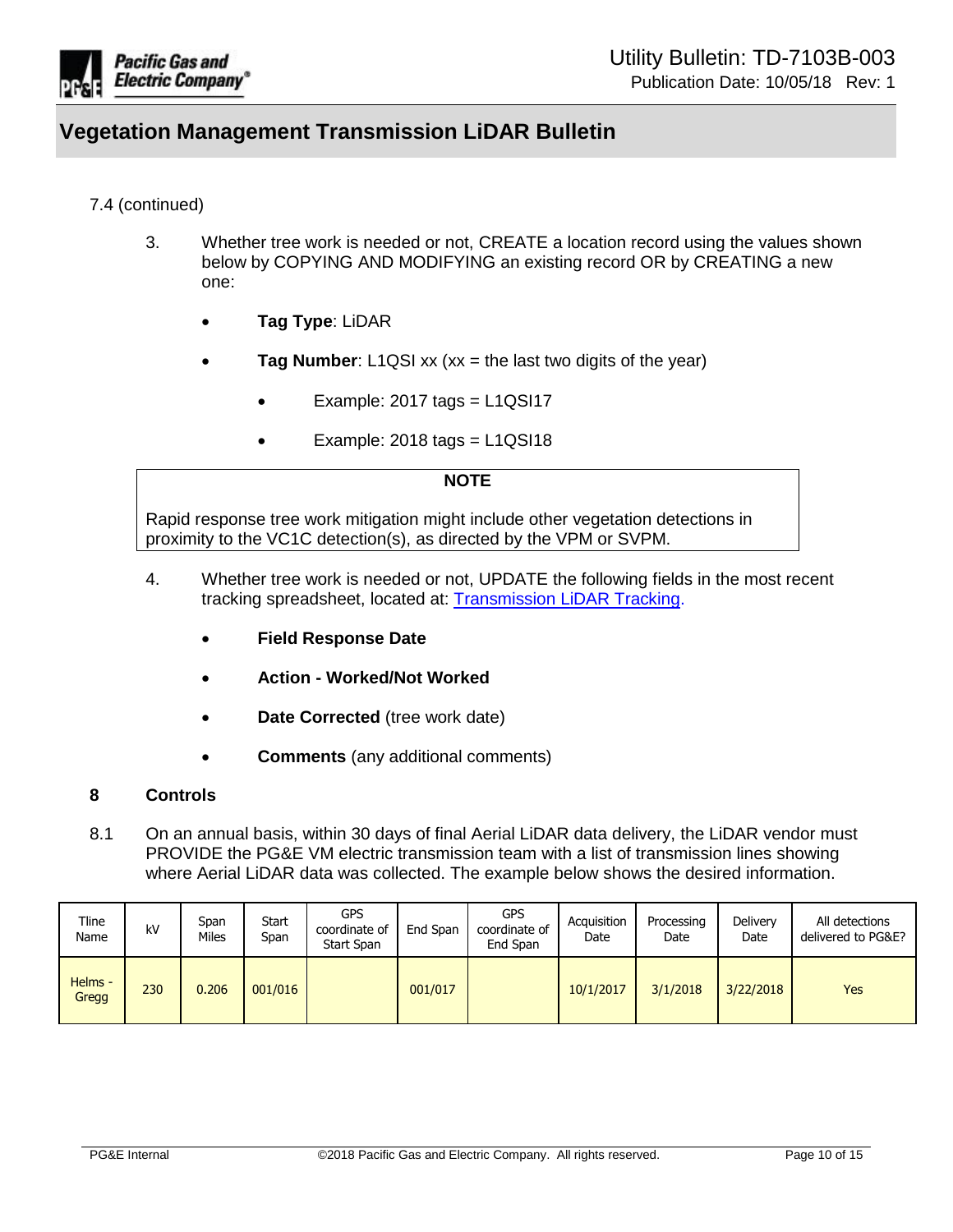# Vegetation Management Transmission LiDAR Bulletin

7.4 (continued)

3. Whether tree work is needed or not, CREATE a location record using the values shown below by COPYING AND MODIFYING an existing record OR by CREATING a new one:

   - **Tag Type**: LiDAR
   - **Tag Number**: L1QSI xx (xx = the last two digits of the year)
     - Example: 2017 tags = L1QSI17
     - Example: 2018 tags = L1QSI18

> **NOTE**
>
> Rapid response tree work mitigation might include other vegetation detections in proximity to the VC1C detection(s), as directed by the VPM or SVPM.

4. Whether tree work is needed or not, UPDATE the following fields in the most recent tracking spreadsheet, located at: Transmission LiDAR Tracking.

   - **Field Response Date**
   - **Action - Worked/Not Worked**
   - **Date Corrected** (tree work date)
   - **Comments** (any additional comments)

## 8 Controls

8.1 On an annual basis, within 30 days of final Aerial LiDAR data delivery, the LiDAR vendor must PROVIDE the PG&E VM electric transmission team with a list of transmission lines showing where Aerial LiDAR data was collected. The example below shows the desired information.

| Tline Name | kV | Span Miles | Start Span | GPS coordinate of Start Span | End Span | GPS coordinate of End Span | Acquisition Date | Processing Date | Delivery Date | All detections delivered to PG&E? |
|---|---|---|---|---|---|---|---|---|---|---|
| Helms - Gregg | 230 | 0.206 | 001/016 | | 001/017 | | 10/1/2017 | 3/1/2018 | 3/22/2018 | Yes |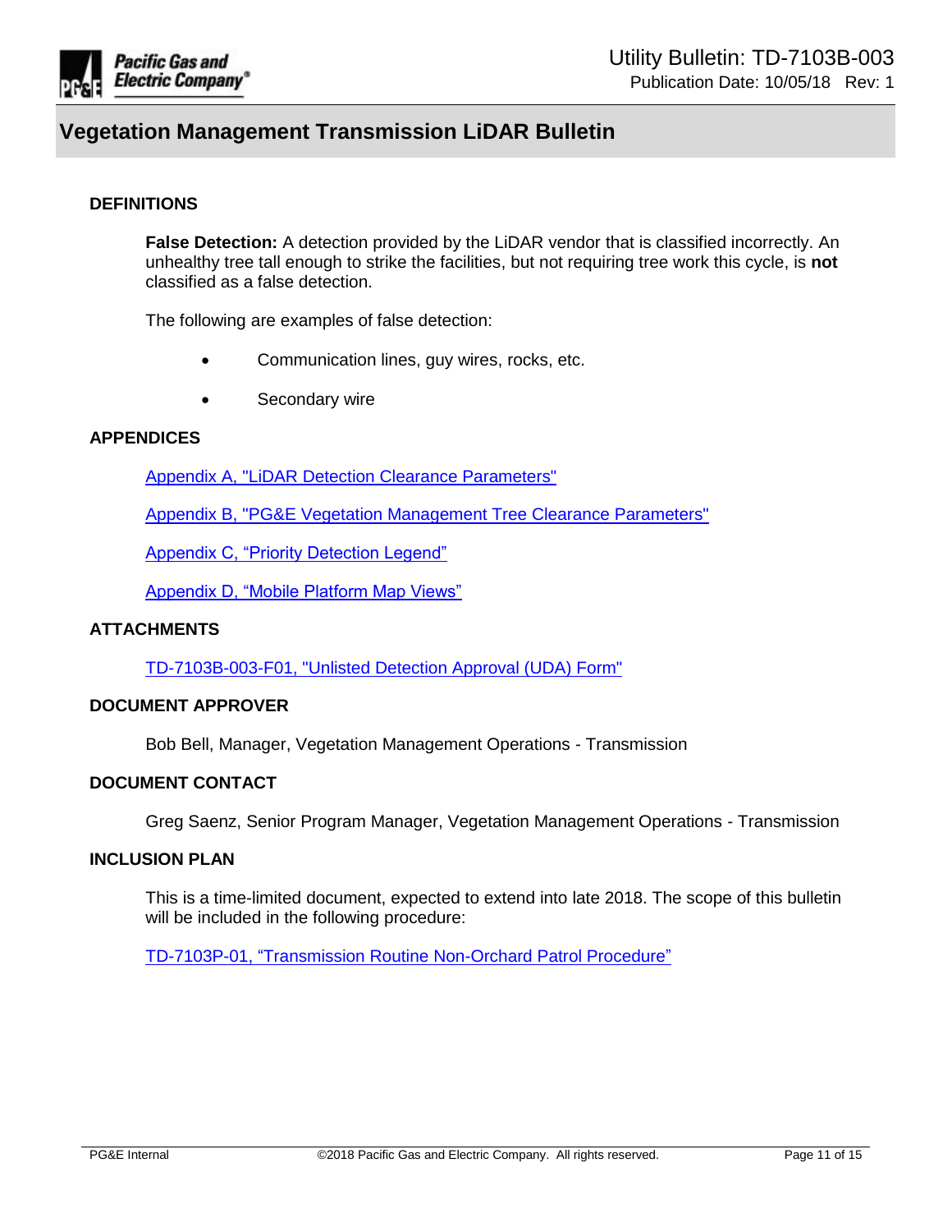# Vegetation Management Transmission LiDAR Bulletin

## DEFINITIONS

**False Detection:** A detection provided by the LiDAR vendor that is classified incorrectly. An unhealthy tree tall enough to strike the facilities, but not requiring tree work this cycle, is **not** classified as a false detection.

The following are examples of false detection:

- Communication lines, guy wires, rocks, etc.
- Secondary wire

## APPENDICES

Appendix A, "LiDAR Detection Clearance Parameters"

Appendix B, "PG&E Vegetation Management Tree Clearance Parameters"

Appendix C, "Priority Detection Legend"

Appendix D, "Mobile Platform Map Views"

## ATTACHMENTS

TD-7103B-003-F01, "Unlisted Detection Approval (UDA) Form"

## DOCUMENT APPROVER

Bob Bell, Manager, Vegetation Management Operations - Transmission

## DOCUMENT CONTACT

Greg Saenz, Senior Program Manager, Vegetation Management Operations - Transmission

## INCLUSION PLAN

This is a time-limited document, expected to extend into late 2018. The scope of this bulletin will be included in the following procedure:

TD-7103P-01, "Transmission Routine Non-Orchard Patrol Procedure"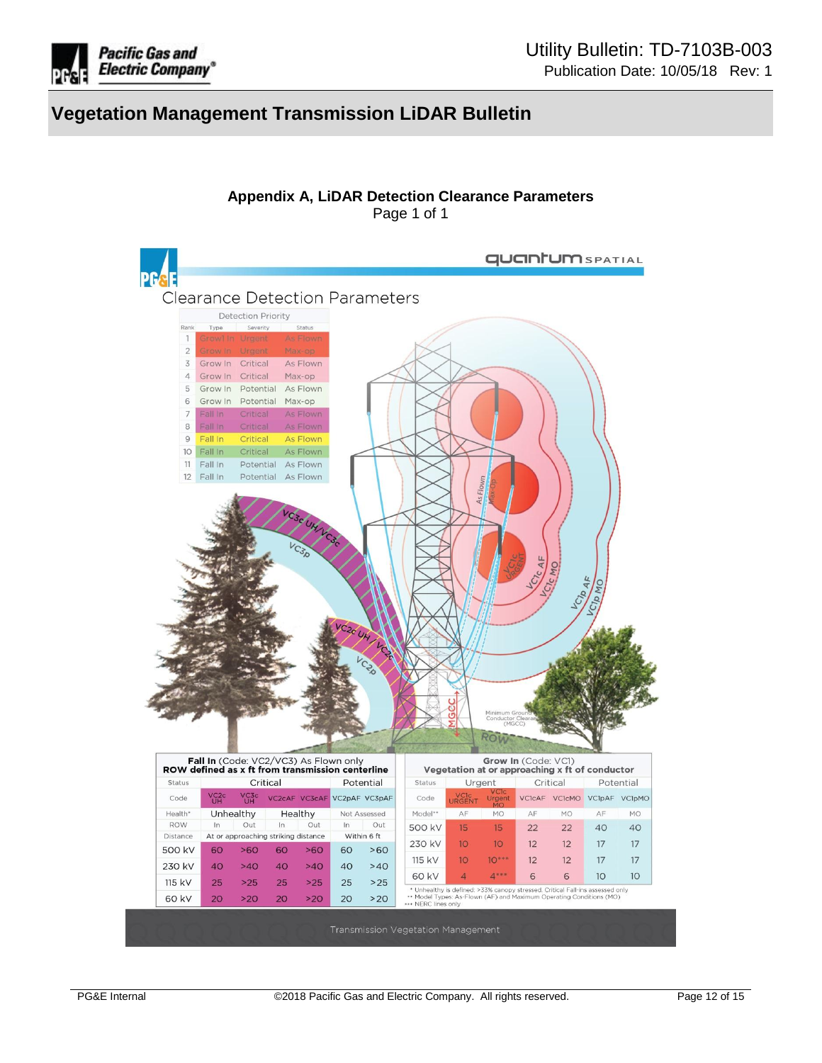# Vegetation Management Transmission LiDAR Bulletin

**Appendix A, LiDAR Detection Clearance Parameters**

Page 1 of 1

Clearance Detection Parameters

Detection Priority

| Rank | Type | Severity | Status |
|---|---|---|---|
| 1 | Grow In | Urgent | As Flown |
| 2 | Grow In | Urgent | Max-op |
| 3 | Grow In | Critical | As Flown |
| 4 | Grow In | Critical | Max-op |
| 5 | Grow In | Potential | As Flown |
| 6 | Grow In | Potential | Max-op |
| 7 | Fall In | Critical | As Flown |
| 8 | Fall In | Critical | As Flown |
| 9 | Fall In | Critical | As Flown |
| 10 | Fall In | Critical | As Flown |
| 11 | Fall In | Potential | As Flown |
| 12 | Fall In | Potential | As Flown |

**Fall In** (Code: VC2/VC3) As Flown only
**ROW defined as x ft from transmission centerline**

| Status | Critical | | | | Potential | |
|---|---|---|---|---|---|---|
| Code | VC2c UH | VC3c UH | VC2eAF | VC3eAF | VC2pAF | VC3pAF |
| Health* | Unhealthy | | Healthy | | Not Assessed | |
| ROW | In | Out | In | Out | In | Out |
| Distance | At or approaching striking distance | | | | Within 6 ft | |
| 500 kV | 60 | >60 | 60 | >60 | 60 | >60 |
| 230 kV | 40 | >40 | 40 | >40 | 40 | >40 |
| 115 kV | 25 | >25 | 25 | >25 | 25 | >25 |
| 60 kV | 20 | >20 | 20 | >20 | 20 | >20 |

**Grow In** (Code: VC1)
**Vegetation at or approaching x ft of conductor**

| Status | Urgent | | Critical | | Potential | |
|---|---|---|---|---|---|---|
| Code | VC1c URGENT | VC1c Urgent MO | VC1cAF | VC1cMO | VC1pAF | VC1pMO |
| Model** | AF | MO | AF | MO | AF | MO |
| 500 kV | 15 | 15 | 22 | 22 | 40 | 40 |
| 230 kV | 10 | 10 | 12 | 12 | 17 | 17 |
| 115 kV | 10 | 10*** | 12 | 12 | 17 | 17 |
| 60 kV | 4 | 4*** | 6 | 6 | 10 | 10 |

\* Unhealthy is defined: >33% canopy stressed. Critical Fall-ins assessed only
\*\* Model Types: As-Flown (AF) and Maximum Operating Conditions (MO)
\*\*\* NERC lines only

Transmission Vegetation Management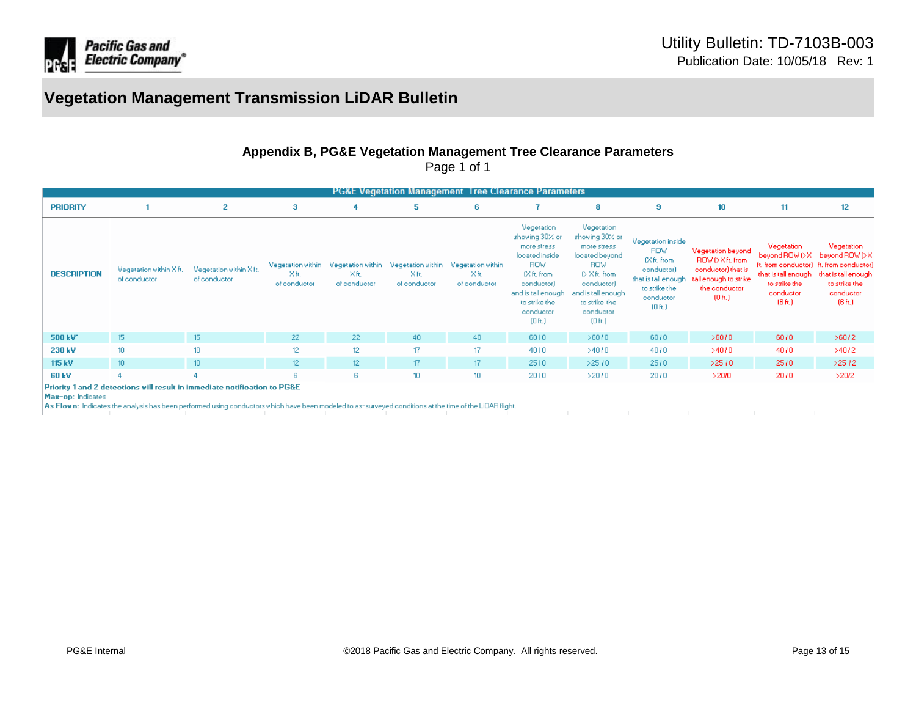## Vegetation Management Transmission LiDAR Bulletin

### Appendix B, PG&E Vegetation Management Tree Clearance Parameters

Page 1 of 1

**PG&E Vegetation Management Tree Clearance Parameters**

| PRIORITY | 1 | 2 | 3 | 4 | 5 | 6 | 7 | 8 | 9 | 10 | 11 | 12 |
|---|---|---|---|---|---|---|---|---|---|---|---|---|
| DESCRIPTION | Vegetation within X ft. of conductor | Vegetation within X ft. of conductor | Vegetation within X ft. of conductor | Vegetation within X ft. of conductor | Vegetation within X ft. of conductor | Vegetation within X ft. of conductor | Vegetation showing 30% or more stress located inside ROW (X ft. from conductor) and is tall enough to strike the conductor (0 ft.) | Vegetation showing 30% or more stress located beyond ROW (> X ft. from conductor) and is tall enough to strike the conductor (0 ft.) | Vegetation inside ROW (X ft. from conductor) that is tall enough to strike the conductor (0 ft.) | Vegetation beyond ROW (>X ft. from conductor) that is tall enough to strike the conductor (0 ft.) | Vegetation beyond ROW (>X ft. from conductor) that is tall enough to strike the conductor (6 ft.) | Vegetation beyond ROW (>X ft. from conductor) that is tall enough to strike the conductor (6 ft.) |
| 500 kV* | 15 | 15 | 22 | 22 | 40 | 40 | 60 / 0 | >60 / 0 | 60 / 0 | >60 / 0 | 60 / 0 | >60 / 2 |
| 230 kV | 10 | 10 | 12 | 12 | 17 | 17 | 40 / 0 | >40 / 0 | 40 / 0 | >40 / 0 | 40 / 0 | >40 / 2 |
| 115 kV | 10 | 10 | 12 | 12 | 17 | 17 | 25 / 0 | >25 / 0 | 25 / 0 | >25 / 0 | 25 / 0 | >25 / 2 |
| 60 kV | 4 | 4 | 6 | 6 | 10 | 10 | 20 / 0 | >20 / 0 | 20 / 0 | >20/0 | 20 / 0 | >20/2 |

**Priority 1 and 2 detections will result in immediate notification to PG&E**

**Max-op:** Indicates

**As Flown:** Indicates the analysis has been performed using conductors which have been modeled to as-surveyed conditions at the time of the LiDAR flight.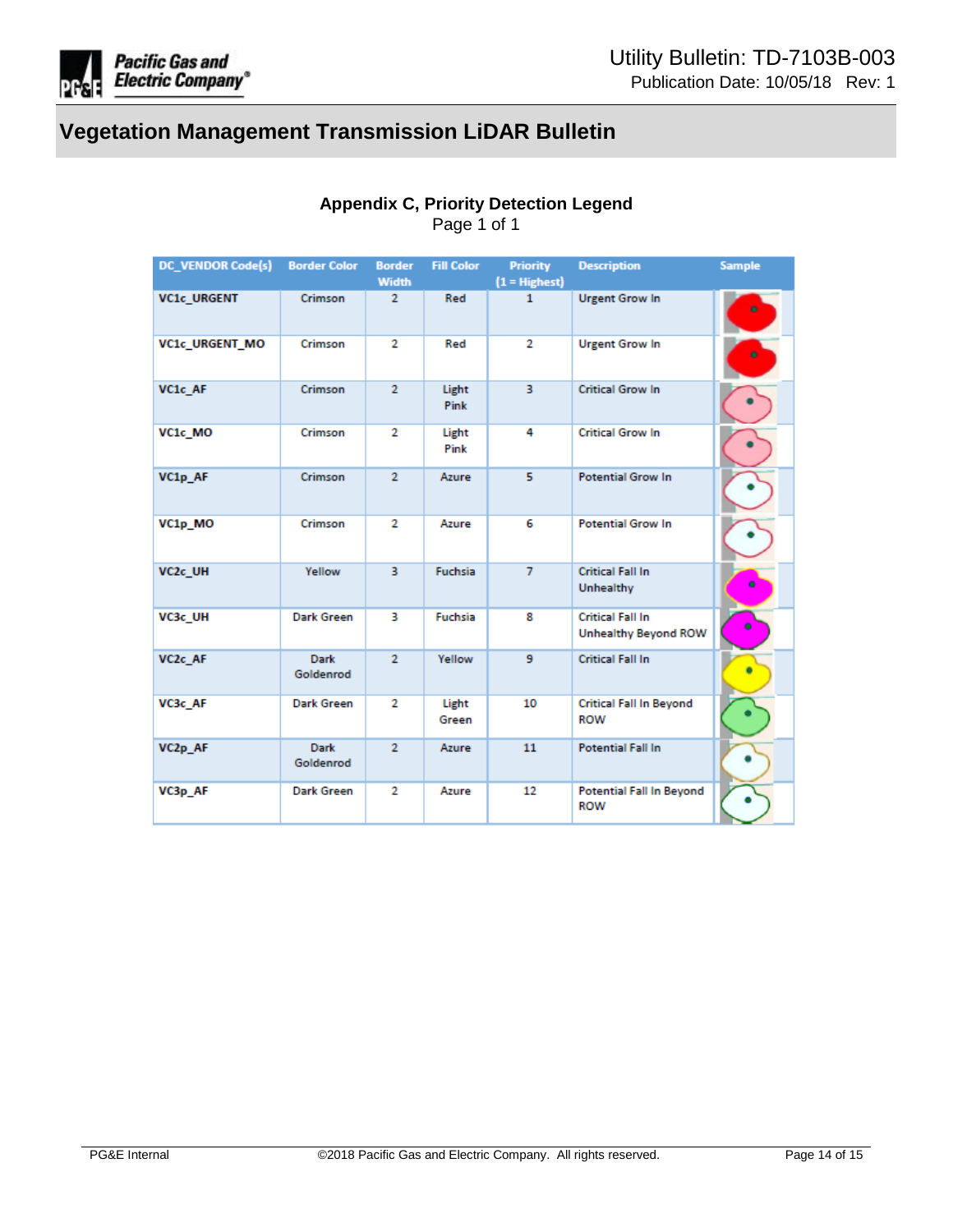## Vegetation Management Transmission LiDAR Bulletin

**Appendix C, Priority Detection Legend**

Page 1 of 1

| DC_VENDOR Code(s) | Border Color | Border Width | Fill Color | Priority (1 = Highest) | Description | Sample |
|---|---|---|---|---|---|---|
| VC1c_URGENT | Crimson | 2 | Red | 1 | Urgent Grow In | |
| VC1c_URGENT_MO | Crimson | 2 | Red | 2 | Urgent Grow In | |
| VC1c_AF | Crimson | 2 | Light Pink | 3 | Critical Grow In | |
| VC1c_MO | Crimson | 2 | Light Pink | 4 | Critical Grow In | |
| VC1p_AF | Crimson | 2 | Azure | 5 | Potential Grow In | |
| VC1p_MO | Crimson | 2 | Azure | 6 | Potential Grow In | |
| VC2c_UH | Yellow | 3 | Fuchsia | 7 | Critical Fall In Unhealthy | |
| VC3c_UH | Dark Green | 3 | Fuchsia | 8 | Critical Fall In Unhealthy Beyond ROW | |
| VC2c_AF | Dark Goldenrod | 2 | Yellow | 9 | Critical Fall In | |
| VC3c_AF | Dark Green | 2 | Light Green | 10 | Critical Fall In Beyond ROW | |
| VC2p_AF | Dark Goldenrod | 2 | Azure | 11 | Potential Fall In | |
| VC3p_AF | Dark Green | 2 | Azure | 12 | Potential Fall In Beyond ROW | |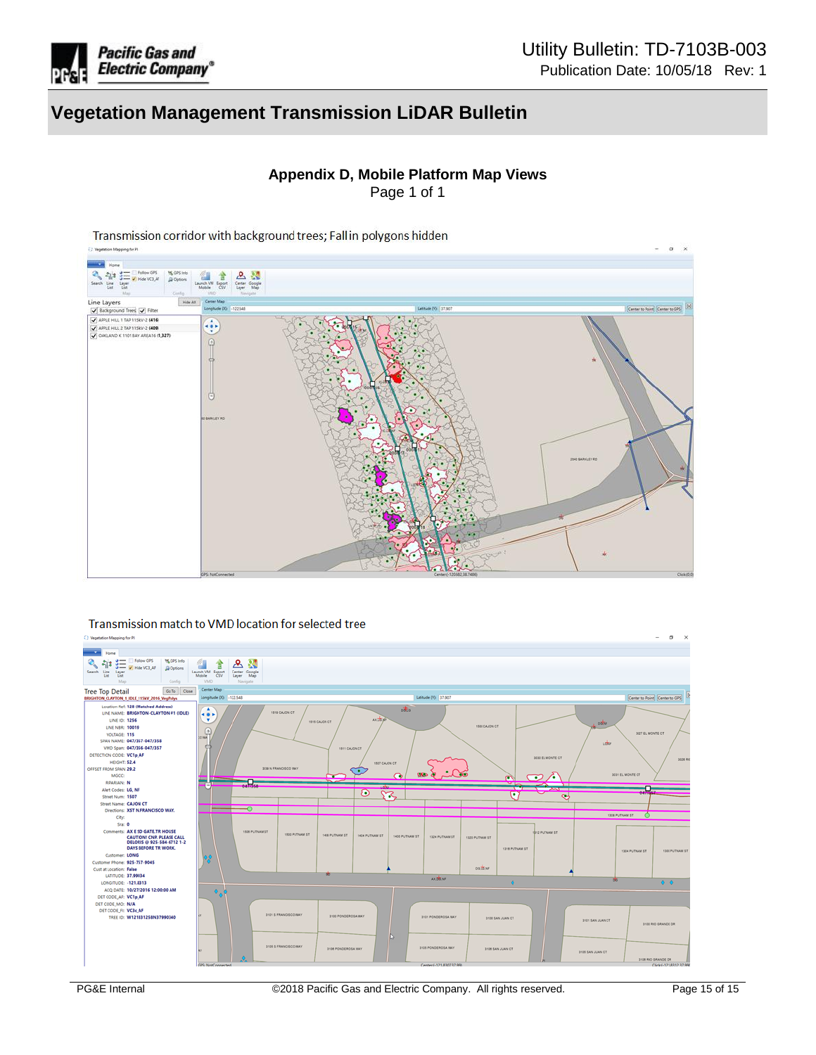## Vegetation Management Transmission LiDAR Bulletin

### Appendix D, Mobile Platform Map Views

Page 1 of 1

Transmission corridor with background trees; Fallin polygons hidden

Transmission match to VMD location for selected tree